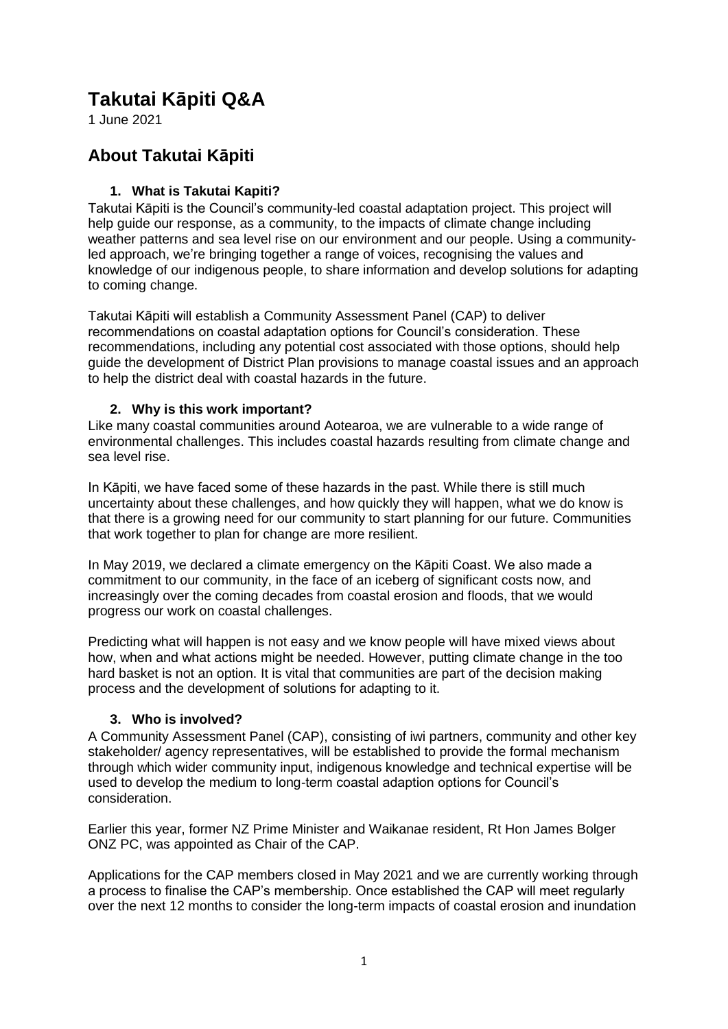# Takutai Kāpiti Q&A

1 June 2021

## About Takutai Kāpiti

### 1. What is Takutai Kapiti?

Takutai Kāpiti is the Council's community-led coastal adaptation project. This project will help guide our response, as a community, to the impacts of climate change including weather patterns and sea level rise on our environment and our people. Using a community-led approach, we're bringing together a range of voices, recognising the values and knowledge of our indigenous people, to share information and develop solutions for adapting to coming change.

Takutai Kāpiti will establish a Community Assessment Panel (CAP) to deliver recommendations on coastal adaptation options for Council's consideration. These recommendations, including any potential cost associated with those options, should help guide the development of District Plan provisions to manage coastal issues and an approach to help the district deal with coastal hazards in the future.

### 2. Why is this work important?

Like many coastal communities around Aotearoa, we are vulnerable to a wide range of environmental challenges. This includes coastal hazards resulting from climate change and sea level rise.

In Kāpiti, we have faced some of these hazards in the past. While there is still much uncertainty about these challenges, and how quickly they will happen, what we do know is that there is a growing need for our community to start planning for our future. Communities that work together to plan for change are more resilient.

In May 2019, we declared a climate emergency on the Kāpiti Coast. We also made a commitment to our community, in the face of an iceberg of significant costs now, and increasingly over the coming decades from coastal erosion and floods, that we would progress our work on coastal challenges.

Predicting what will happen is not easy and we know people will have mixed views about how, when and what actions might be needed. However, putting climate change in the too hard basket is not an option. It is vital that communities are part of the decision making process and the development of solutions for adapting to it.

### 3. Who is involved?

A Community Assessment Panel (CAP), consisting of iwi partners, community and other key stakeholder/ agency representatives, will be established to provide the formal mechanism through which wider community input, indigenous knowledge and technical expertise will be used to develop the medium to long-term coastal adaption options for Council's consideration.

Earlier this year, former NZ Prime Minister and Waikanae resident, Rt Hon James Bolger ONZ PC, was appointed as Chair of the CAP.

Applications for the CAP members closed in May 2021 and we are currently working through a process to finalise the CAP's membership. Once established the CAP will meet regularly over the next 12 months to consider the long-term impacts of coastal erosion and inundation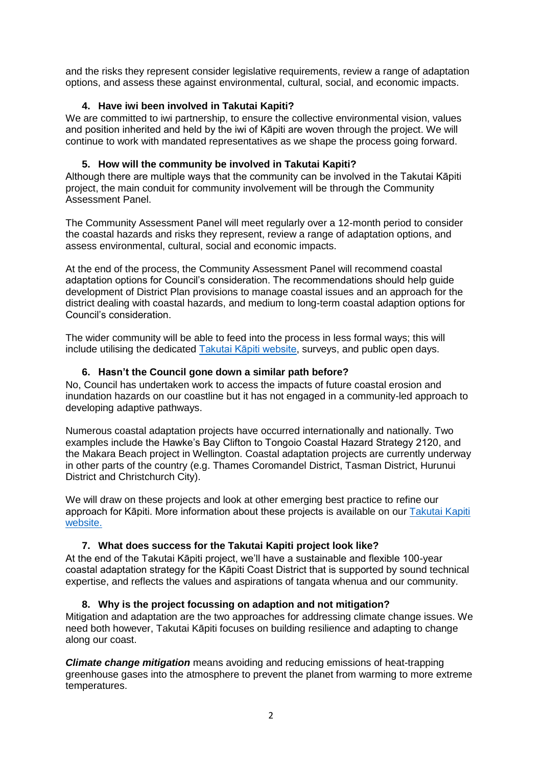and the risks they represent consider legislative requirements, review a range of adaptation options, and assess these against environmental, cultural, social, and economic impacts.

4. **Have iwi been involved in Takutai Kapiti?**

We are committed to iwi partnership, to ensure the collective environmental vision, values and position inherited and held by the iwi of Kāpiti are woven through the project. We will continue to work with mandated representatives as we shape the process going forward.

5. **How will the community be involved in Takutai Kapiti?**

Although there are multiple ways that the community can be involved in the Takutai Kāpiti project, the main conduit for community involvement will be through the Community Assessment Panel.

The Community Assessment Panel will meet regularly over a 12-month period to consider the coastal hazards and risks they represent, review a range of adaptation options, and assess environmental, cultural, social and economic impacts.

At the end of the process, the Community Assessment Panel will recommend coastal adaptation options for Council's consideration. The recommendations should help guide development of District Plan provisions to manage coastal issues and an approach for the district dealing with coastal hazards, and medium to long-term coastal adaption options for Council's consideration.

The wider community will be able to feed into the process in less formal ways; this will include utilising the dedicated [Takutai Kāpiti website](), surveys, and public open days.

6. **Hasn't the Council gone down a similar path before?**

No, Council has undertaken work to access the impacts of future coastal erosion and inundation hazards on our coastline but it has not engaged in a community-led approach to developing adaptive pathways.

Numerous coastal adaptation projects have occurred internationally and nationally. Two examples include the Hawke's Bay Clifton to Tongoio Coastal Hazard Strategy 2120, and the Makara Beach project in Wellington. Coastal adaptation projects are currently underway in other parts of the country (e.g. Thames Coromandel District, Tasman District, Hurunui District and Christchurch City).

We will draw on these projects and look at other emerging best practice to refine our approach for Kāpiti. More information about these projects is available on our [Takutai Kapiti website.]()

7. **What does success for the Takutai Kapiti project look like?**

At the end of the Takutai Kāpiti project, we'll have a sustainable and flexible 100-year coastal adaptation strategy for the Kāpiti Coast District that is supported by sound technical expertise, and reflects the values and aspirations of tangata whenua and our community.

8. **Why is the project focussing on adaption and not mitigation?**

Mitigation and adaptation are the two approaches for addressing climate change issues. We need both however, Takutai Kāpiti focuses on building resilience and adapting to change along our coast.

***Climate change mitigation*** means avoiding and reducing emissions of heat-trapping greenhouse gases into the atmosphere to prevent the planet from warming to more extreme temperatures.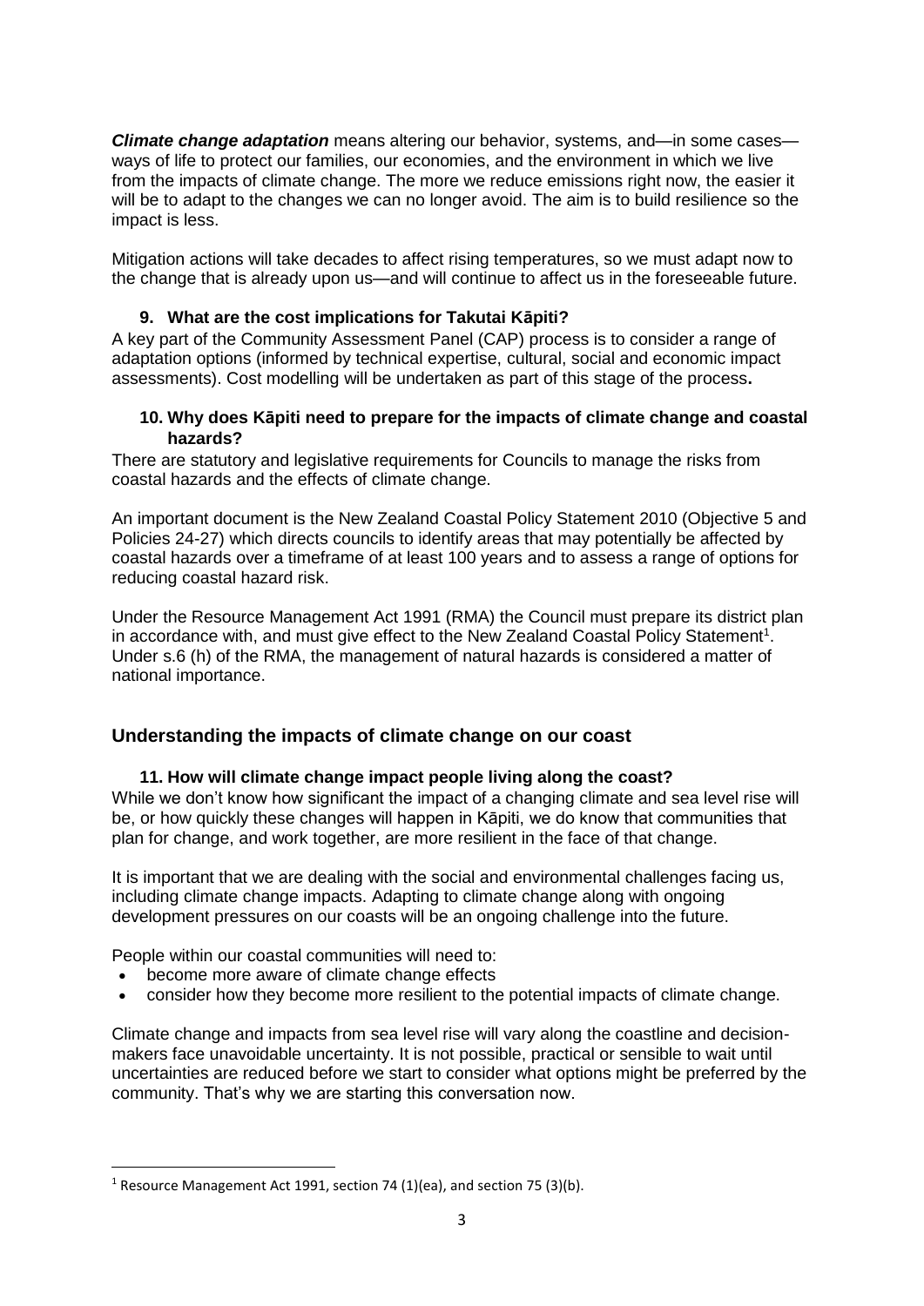***Climate change adaptation*** means altering our behavior, systems, and—in some cases—ways of life to protect our families, our economies, and the environment in which we live from the impacts of climate change. The more we reduce emissions right now, the easier it will be to adapt to the changes we can no longer avoid. The aim is to build resilience so the impact is less.

Mitigation actions will take decades to affect rising temperatures, so we must adapt now to the change that is already upon us—and will continue to affect us in the foreseeable future.

### 9. What are the cost implications for Takutai Kāpiti?

A key part of the Community Assessment Panel (CAP) process is to consider a range of adaptation options (informed by technical expertise, cultural, social and economic impact assessments). Cost modelling will be undertaken as part of this stage of the process**.**

### 10. Why does Kāpiti need to prepare for the impacts of climate change and coastal hazards?

There are statutory and legislative requirements for Councils to manage the risks from coastal hazards and the effects of climate change.

An important document is the New Zealand Coastal Policy Statement 2010 (Objective 5 and Policies 24-27) which directs councils to identify areas that may potentially be affected by coastal hazards over a timeframe of at least 100 years and to assess a range of options for reducing coastal hazard risk.

Under the Resource Management Act 1991 (RMA) the Council must prepare its district plan in accordance with, and must give effect to the New Zealand Coastal Policy Statement[1]. Under s.6 (h) of the RMA, the management of natural hazards is considered a matter of national importance.

## Understanding the impacts of climate change on our coast

### 11. How will climate change impact people living along the coast?

While we don't know how significant the impact of a changing climate and sea level rise will be, or how quickly these changes will happen in Kāpiti, we do know that communities that plan for change, and work together, are more resilient in the face of that change.

It is important that we are dealing with the social and environmental challenges facing us, including climate change impacts. Adapting to climate change along with ongoing development pressures on our coasts will be an ongoing challenge into the future.

People within our coastal communities will need to:

- become more aware of climate change effects
- consider how they become more resilient to the potential impacts of climate change.

Climate change and impacts from sea level rise will vary along the coastline and decision-makers face unavoidable uncertainty. It is not possible, practical or sensible to wait until uncertainties are reduced before we start to consider what options might be preferred by the community. That's why we are starting this conversation now.

---

[1] Resource Management Act 1991, section 74 (1)(ea), and section 75 (3)(b).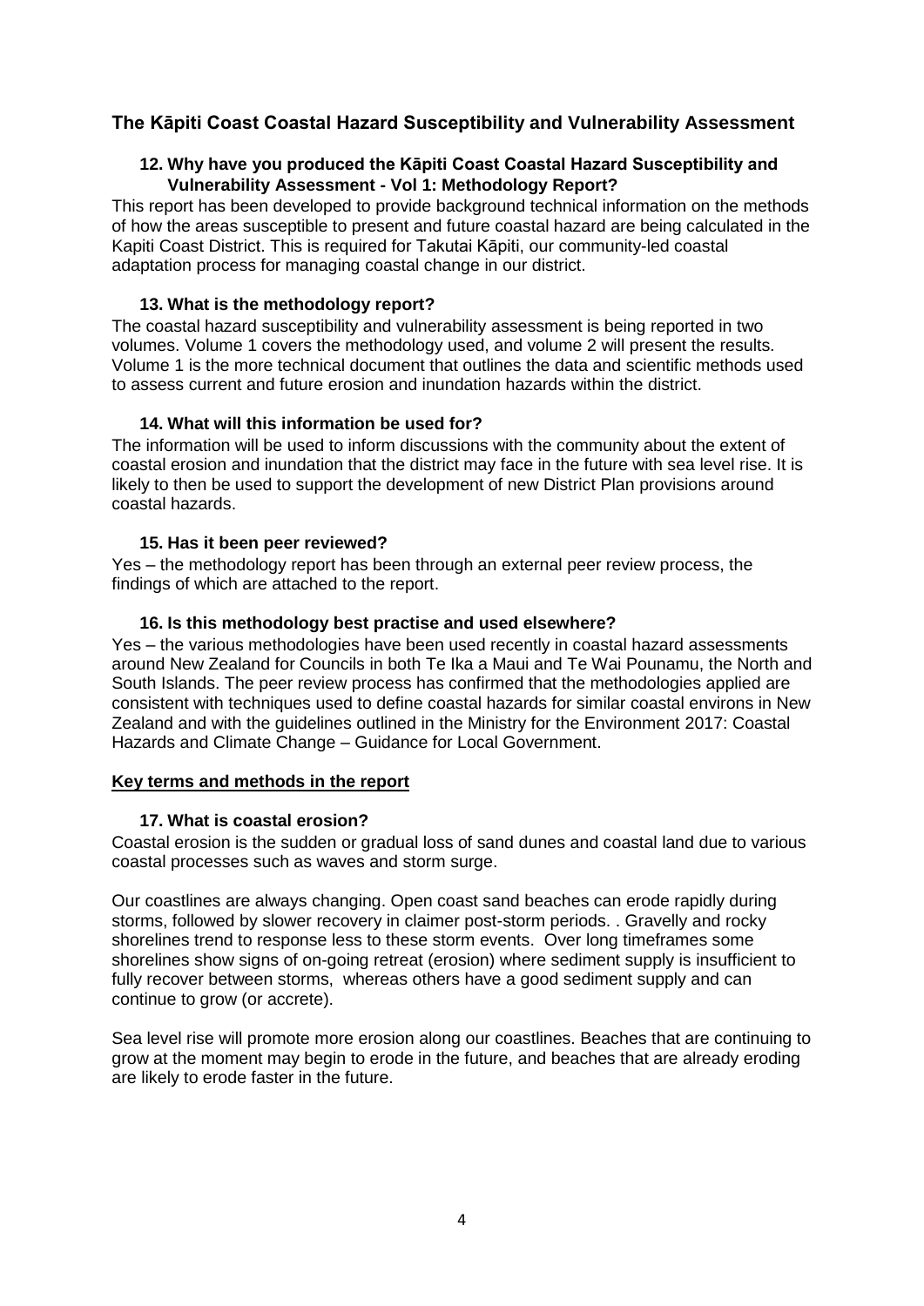## The Kāpiti Coast Coastal Hazard Susceptibility and Vulnerability Assessment

### 12. Why have you produced the Kāpiti Coast Coastal Hazard Susceptibility and Vulnerability Assessment - Vol 1: Methodology Report?

This report has been developed to provide background technical information on the methods of how the areas susceptible to present and future coastal hazard are being calculated in the Kapiti Coast District. This is required for Takutai Kāpiti, our community-led coastal adaptation process for managing coastal change in our district.

### 13. What is the methodology report?

The coastal hazard susceptibility and vulnerability assessment is being reported in two volumes. Volume 1 covers the methodology used, and volume 2 will present the results. Volume 1 is the more technical document that outlines the data and scientific methods used to assess current and future erosion and inundation hazards within the district.

### 14. What will this information be used for?

The information will be used to inform discussions with the community about the extent of coastal erosion and inundation that the district may face in the future with sea level rise. It is likely to then be used to support the development of new District Plan provisions around coastal hazards.

### 15. Has it been peer reviewed?

Yes – the methodology report has been through an external peer review process, the findings of which are attached to the report.

### 16. Is this methodology best practise and used elsewhere?

Yes – the various methodologies have been used recently in coastal hazard assessments around New Zealand for Councils in both Te Ika a Maui and Te Wai Pounamu, the North and South Islands. The peer review process has confirmed that the methodologies applied are consistent with techniques used to define coastal hazards for similar coastal environs in New Zealand and with the guidelines outlined in the Ministry for the Environment 2017: Coastal Hazards and Climate Change – Guidance for Local Government.

**Key terms and methods in the report**

### 17. What is coastal erosion?

Coastal erosion is the sudden or gradual loss of sand dunes and coastal land due to various coastal processes such as waves and storm surge.

Our coastlines are always changing. Open coast sand beaches can erode rapidly during storms, followed by slower recovery in claimer post-storm periods. . Gravelly and rocky shorelines trend to response less to these storm events. Over long timeframes some shorelines show signs of on-going retreat (erosion) where sediment supply is insufficient to fully recover between storms, whereas others have a good sediment supply and can continue to grow (or accrete).

Sea level rise will promote more erosion along our coastlines. Beaches that are continuing to grow at the moment may begin to erode in the future, and beaches that are already eroding are likely to erode faster in the future.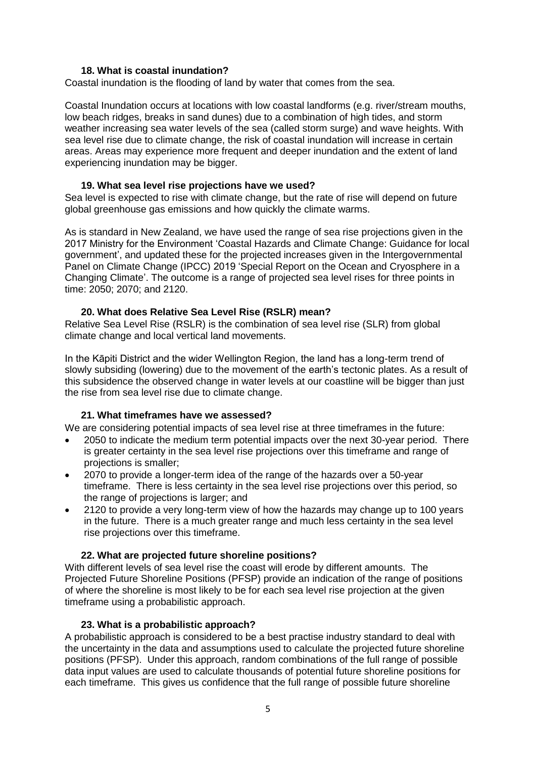### 18. What is coastal inundation?

Coastal inundation is the flooding of land by water that comes from the sea.

Coastal Inundation occurs at locations with low coastal landforms (e.g. river/stream mouths, low beach ridges, breaks in sand dunes) due to a combination of high tides, and storm weather increasing sea water levels of the sea (called storm surge) and wave heights. With sea level rise due to climate change, the risk of coastal inundation will increase in certain areas. Areas may experience more frequent and deeper inundation and the extent of land experiencing inundation may be bigger.

### 19. What sea level rise projections have we used?

Sea level is expected to rise with climate change, but the rate of rise will depend on future global greenhouse gas emissions and how quickly the climate warms.

As is standard in New Zealand, we have used the range of sea rise projections given in the 2017 Ministry for the Environment 'Coastal Hazards and Climate Change: Guidance for local government', and updated these for the projected increases given in the Intergovernmental Panel on Climate Change (IPCC) 2019 'Special Report on the Ocean and Cryosphere in a Changing Climate'. The outcome is a range of projected sea level rises for three points in time: 2050; 2070; and 2120.

### 20. What does Relative Sea Level Rise (RSLR) mean?

Relative Sea Level Rise (RSLR) is the combination of sea level rise (SLR) from global climate change and local vertical land movements.

In the Kāpiti District and the wider Wellington Region, the land has a long-term trend of slowly subsiding (lowering) due to the movement of the earth's tectonic plates. As a result of this subsidence the observed change in water levels at our coastline will be bigger than just the rise from sea level rise due to climate change.

### 21. What timeframes have we assessed?

We are considering potential impacts of sea level rise at three timeframes in the future:

- 2050 to indicate the medium term potential impacts over the next 30-year period. There is greater certainty in the sea level rise projections over this timeframe and range of projections is smaller;
- 2070 to provide a longer-term idea of the range of the hazards over a 50-year timeframe. There is less certainty in the sea level rise projections over this period, so the range of projections is larger; and
- 2120 to provide a very long-term view of how the hazards may change up to 100 years in the future. There is a much greater range and much less certainty in the sea level rise projections over this timeframe.

### 22. What are projected future shoreline positions?

With different levels of sea level rise the coast will erode by different amounts. The Projected Future Shoreline Positions (PFSP) provide an indication of the range of positions of where the shoreline is most likely to be for each sea level rise projection at the given timeframe using a probabilistic approach.

### 23. What is a probabilistic approach?

A probabilistic approach is considered to be a best practise industry standard to deal with the uncertainty in the data and assumptions used to calculate the projected future shoreline positions (PFSP). Under this approach, random combinations of the full range of possible data input values are used to calculate thousands of potential future shoreline positions for each timeframe. This gives us confidence that the full range of possible future shoreline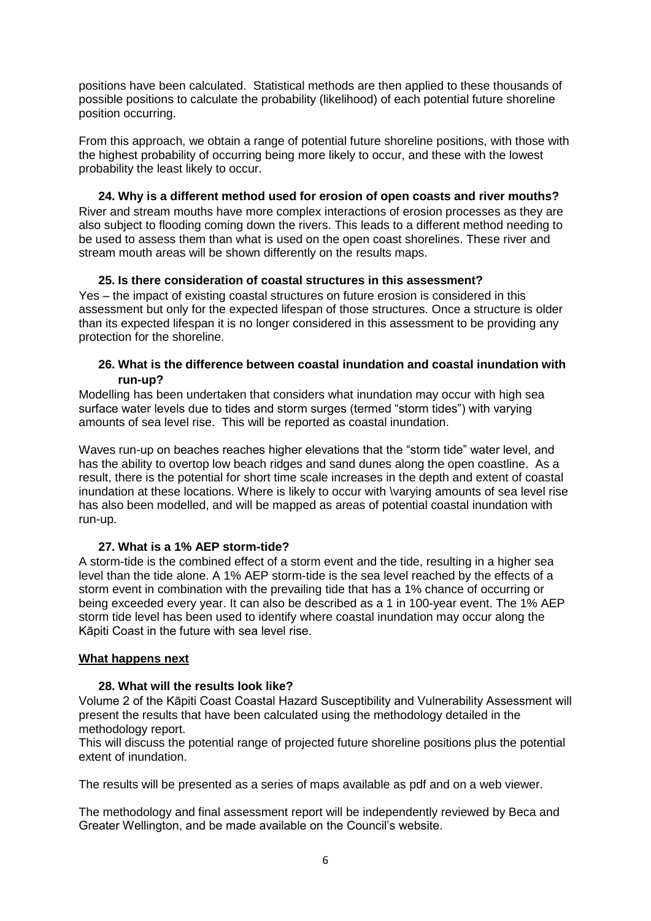positions have been calculated. Statistical methods are then applied to these thousands of possible positions to calculate the probability (likelihood) of each potential future shoreline position occurring.

From this approach, we obtain a range of potential future shoreline positions, with those with the highest probability of occurring being more likely to occur, and these with the lowest probability the least likely to occur.

**24. Why is a different method used for erosion of open coasts and river mouths?**

River and stream mouths have more complex interactions of erosion processes as they are also subject to flooding coming down the rivers. This leads to a different method needing to be used to assess them than what is used on the open coast shorelines. These river and stream mouth areas will be shown differently on the results maps.

**25. Is there consideration of coastal structures in this assessment?**

Yes – the impact of existing coastal structures on future erosion is considered in this assessment but only for the expected lifespan of those structures. Once a structure is older than its expected lifespan it is no longer considered in this assessment to be providing any protection for the shoreline.

**26. What is the difference between coastal inundation and coastal inundation with run-up?**

Modelling has been undertaken that considers what inundation may occur with high sea surface water levels due to tides and storm surges (termed "storm tides") with varying amounts of sea level rise. This will be reported as coastal inundation.

Waves run-up on beaches reaches higher elevations that the "storm tide" water level, and has the ability to overtop low beach ridges and sand dunes along the open coastline. As a result, there is the potential for short time scale increases in the depth and extent of coastal inundation at these locations. Where is likely to occur with \varying amounts of sea level rise has also been modelled, and will be mapped as areas of potential coastal inundation with run-up.

**27. What is a 1% AEP storm-tide?**

A storm-tide is the combined effect of a storm event and the tide, resulting in a higher sea level than the tide alone. A 1% AEP storm-tide is the sea level reached by the effects of a storm event in combination with the prevailing tide that has a 1% chance of occurring or being exceeded every year. It can also be described as a 1 in 100-year event. The 1% AEP storm tide level has been used to identify where coastal inundation may occur along the Kāpiti Coast in the future with sea level rise.

## What happens next

**28. What will the results look like?**

Volume 2 of the Kāpiti Coast Coastal Hazard Susceptibility and Vulnerability Assessment will present the results that have been calculated using the methodology detailed in the methodology report.

This will discuss the potential range of projected future shoreline positions plus the potential extent of inundation.

The results will be presented as a series of maps available as pdf and on a web viewer.

The methodology and final assessment report will be independently reviewed by Beca and Greater Wellington, and be made available on the Council's website.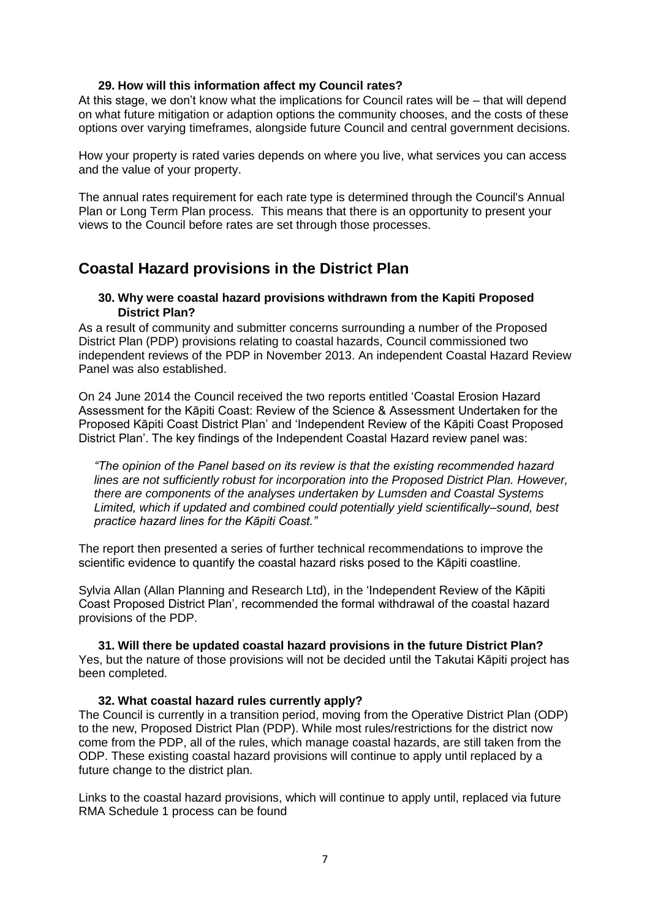### 29. How will this information affect my Council rates?

At this stage, we don't know what the implications for Council rates will be – that will depend on what future mitigation or adaption options the community chooses, and the costs of these options over varying timeframes, alongside future Council and central government decisions.

How your property is rated varies depends on where you live, what services you can access and the value of your property.

The annual rates requirement for each rate type is determined through the Council's Annual Plan or Long Term Plan process. This means that there is an opportunity to present your views to the Council before rates are set through those processes.

## Coastal Hazard provisions in the District Plan

### 30. Why were coastal hazard provisions withdrawn from the Kapiti Proposed District Plan?

As a result of community and submitter concerns surrounding a number of the Proposed District Plan (PDP) provisions relating to coastal hazards, Council commissioned two independent reviews of the PDP in November 2013. An independent Coastal Hazard Review Panel was also established.

On 24 June 2014 the Council received the two reports entitled 'Coastal Erosion Hazard Assessment for the Kāpiti Coast: Review of the Science & Assessment Undertaken for the Proposed Kāpiti Coast District Plan' and 'Independent Review of the Kāpiti Coast Proposed District Plan'. The key findings of the Independent Coastal Hazard review panel was:

> *"The opinion of the Panel based on its review is that the existing recommended hazard lines are not sufficiently robust for incorporation into the Proposed District Plan. However, there are components of the analyses undertaken by Lumsden and Coastal Systems Limited, which if updated and combined could potentially yield scientifically–sound, best practice hazard lines for the Kāpiti Coast."*

The report then presented a series of further technical recommendations to improve the scientific evidence to quantify the coastal hazard risks posed to the Kāpiti coastline.

Sylvia Allan (Allan Planning and Research Ltd), in the 'Independent Review of the Kāpiti Coast Proposed District Plan', recommended the formal withdrawal of the coastal hazard provisions of the PDP.

### 31. Will there be updated coastal hazard provisions in the future District Plan?

Yes, but the nature of those provisions will not be decided until the Takutai Kāpiti project has been completed.

### 32. What coastal hazard rules currently apply?

The Council is currently in a transition period, moving from the Operative District Plan (ODP) to the new, Proposed District Plan (PDP). While most rules/restrictions for the district now come from the PDP, all of the rules, which manage coastal hazards, are still taken from the ODP. These existing coastal hazard provisions will continue to apply until replaced by a future change to the district plan.

Links to the coastal hazard provisions, which will continue to apply until, replaced via future RMA Schedule 1 process can be found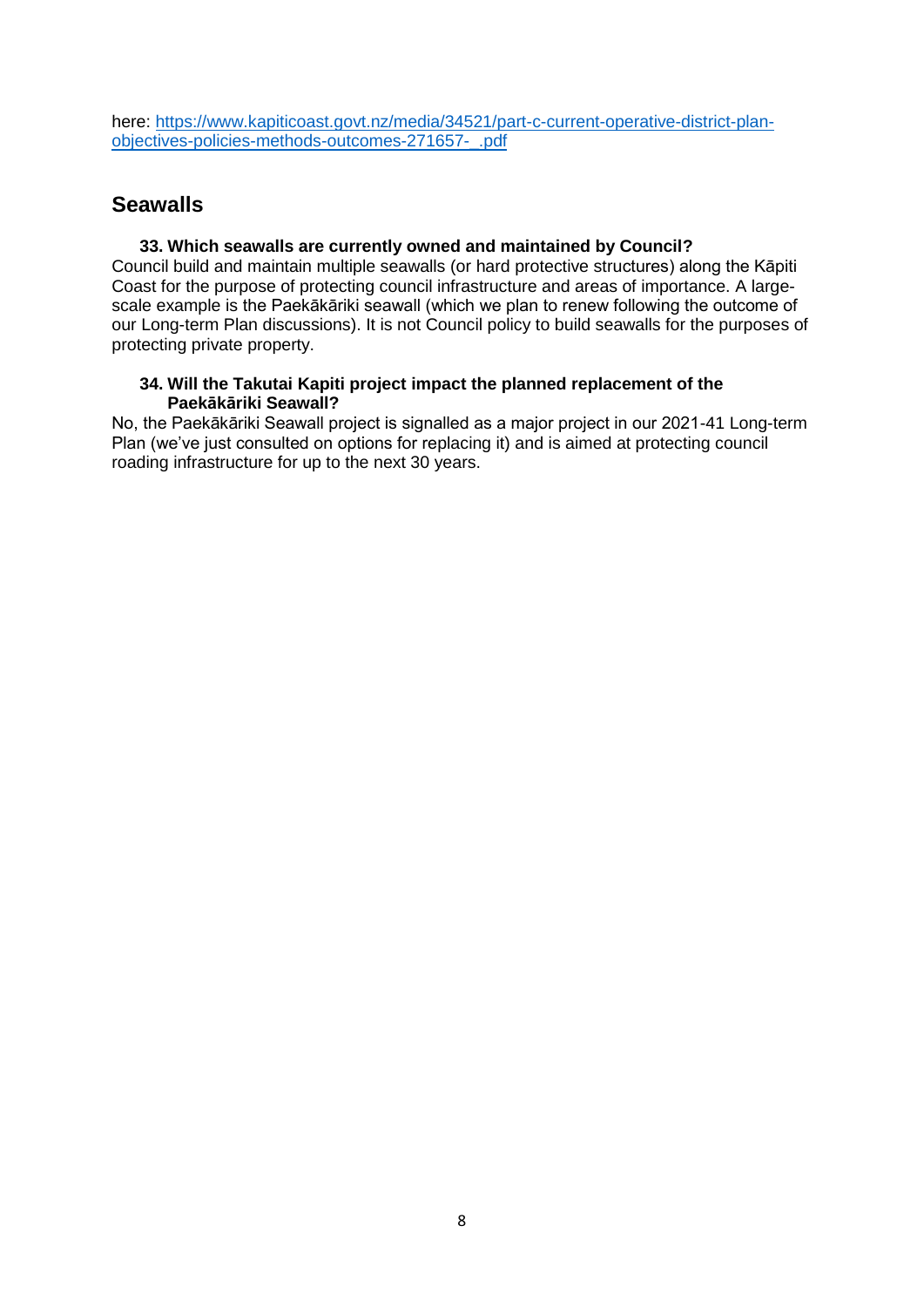here: [https://www.kapiticoast.govt.nz/media/34521/part-c-current-operative-district-plan-objectives-policies-methods-outcomes-271657-_.pdf](https://www.kapiticoast.govt.nz/media/34521/part-c-current-operative-district-plan-objectives-policies-methods-outcomes-271657-_.pdf)

## Seawalls

**33. Which seawalls are currently owned and maintained by Council?**

Council build and maintain multiple seawalls (or hard protective structures) along the Kāpiti Coast for the purpose of protecting council infrastructure and areas of importance. A large-scale example is the Paekākāriki seawall (which we plan to renew following the outcome of our Long-term Plan discussions). It is not Council policy to build seawalls for the purposes of protecting private property.

**34. Will the Takutai Kapiti project impact the planned replacement of the Paekākāriki Seawall?**

No, the Paekākāriki Seawall project is signalled as a major project in our 2021-41 Long-term Plan (we've just consulted on options for replacing it) and is aimed at protecting council roading infrastructure for up to the next 30 years.